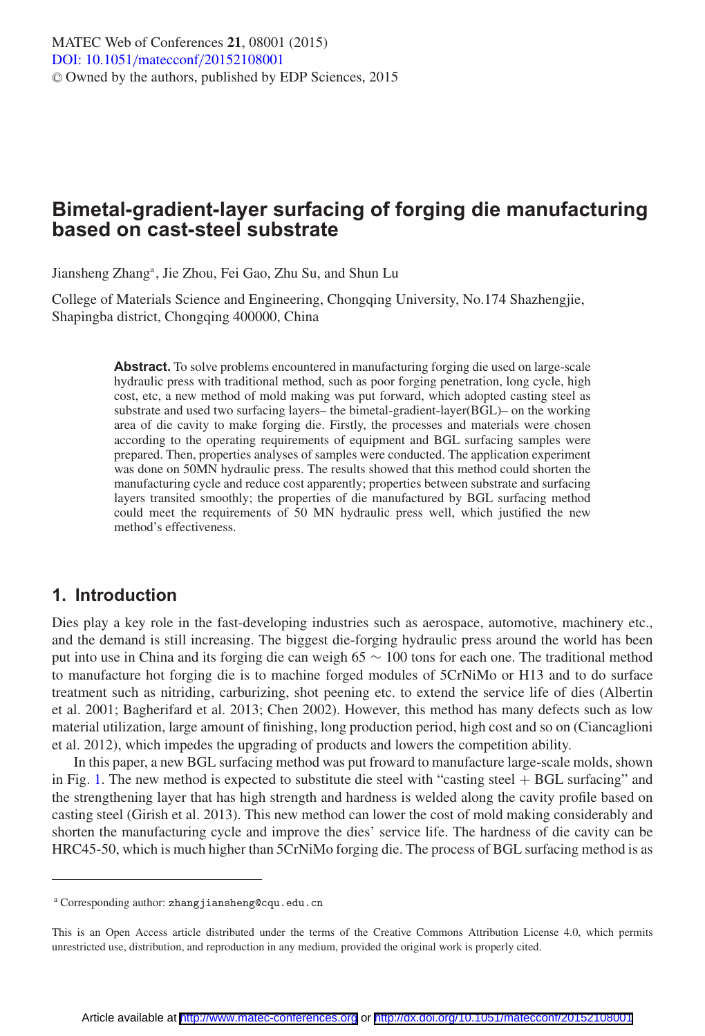# Bimetal-gradient-layer surfacing of forging die manufacturing based on cast-steel substrate

Jiansheng Zhang[a], Jie Zhou, Fei Gao, Zhu Su, and Shun Lu

College of Materials Science and Engineering, Chongqing University, No.174 Shazhengjie, Shapingba district, Chongqing 400000, China

**Abstract.** To solve problems encountered in manufacturing forging die used on large-scale hydraulic press with traditional method, such as poor forging penetration, long cycle, high cost, etc, a new method of mold making was put forward, which adopted casting steel as substrate and used two surfacing layers– the bimetal-gradient-layer(BGL)– on the working area of die cavity to make forging die. Firstly, the processes and materials were chosen according to the operating requirements of equipment and BGL surfacing samples were prepared. Then, properties analyses of samples were conducted. The application experiment was done on 50MN hydraulic press. The results showed that this method could shorten the manufacturing cycle and reduce cost apparently; properties between substrate and surfacing layers transited smoothly; the properties of die manufactured by BGL surfacing method could meet the requirements of 50 MN hydraulic press well, which justified the new method's effectiveness.

## 1. Introduction

Dies play a key role in the fast-developing industries such as aerospace, automotive, machinery etc., and the demand is still increasing. The biggest die-forging hydraulic press around the world has been put into use in China and its forging die can weigh 65 $\sim$ 100 tons for each one. The traditional method to manufacture hot forging die is to machine forged modules of 5CrNiMo or H13 and to do surface treatment such as nitriding, carburizing, shot peening etc. to extend the service life of dies (Albertin et al. 2001; Bagherifard et al. 2013; Chen 2002). However, this method has many defects such as low material utilization, large amount of finishing, long production period, high cost and so on (Ciancaglioni et al. 2012), which impedes the upgrading of products and lowers the competition ability.

In this paper, a new BGL surfacing method was put froward to manufacture large-scale molds, shown in Fig. 1. The new method is expected to substitute die steel with "casting steel + BGL surfacing" and the strengthening layer that has high strength and hardness is welded along the cavity profile based on casting steel (Girish et al. 2013). This new method can lower the cost of mold making considerably and shorten the manufacturing cycle and improve the dies' service life. The hardness of die cavity can be HRC45-50, which is much higher than 5CrNiMo forging die. The process of BGL surfacing method is as

---

[a] Corresponding author: zhangjiansheng@cqu.edu.cn

This is an Open Access article distributed under the terms of the Creative Commons Attribution License 4.0, which permits unrestricted use, distribution, and reproduction in any medium, provided the original work is properly cited.

Article available at http://www.matec-conferences.org or http://dx.doi.org/10.1051/matecconf/20152108001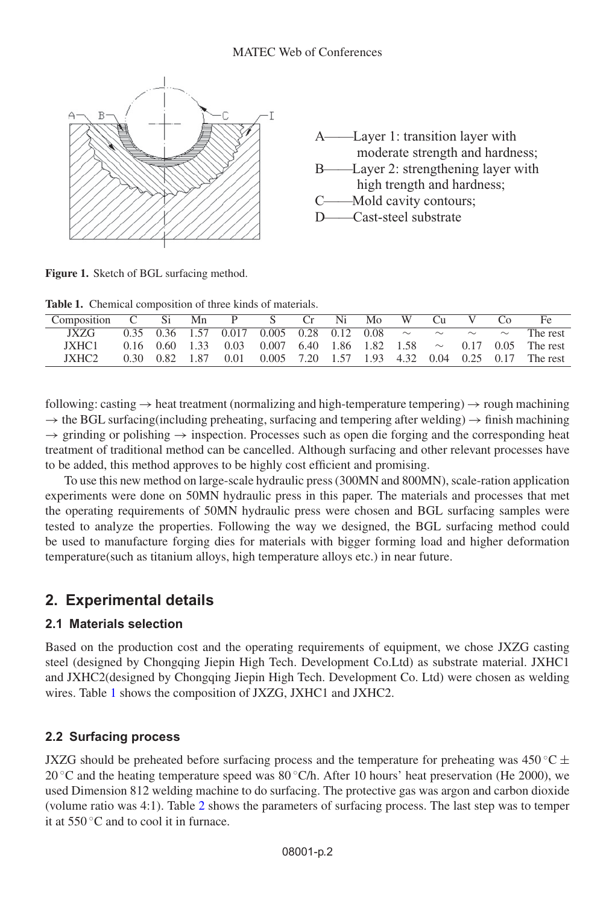A——Layer 1: transition layer with moderate strength and hardness;
B——Layer 2: strengthening layer with high trength and hardness;
C——Mold cavity contours;
D——Cast-steel substrate

**Figure 1.** Sketch of BGL surfacing method.

**Table 1.** Chemical composition of three kinds of materials.

| Composition | C | Si | Mn | P | S | Cr | Ni | Mo | W | Cu | V | Co | Fe |
|---|---|---|---|---|---|---|---|---|---|---|---|---|---|
| JXZG | 0.35 | 0.36 | 1.57 | 0.017 | 0.005 | 0.28 | 0.12 | 0.08 | ∼ | ∼ | ∼ | ∼ | The rest |
| JXHC1 | 0.16 | 0.60 | 1.33 | 0.03 | 0.007 | 6.40 | 1.86 | 1.82 | 1.58 | ∼ | 0.17 | 0.05 | The rest |
| JXHC2 | 0.30 | 0.82 | 1.87 | 0.01 | 0.005 | 7.20 | 1.57 | 1.93 | 4.32 | 0.04 | 0.25 | 0.17 | The rest |

following: casting → heat treatment (normalizing and high-temperature tempering) → rough machining → the BGL surfacing(including preheating, surfacing and tempering after welding) → finish machining → grinding or polishing → inspection. Processes such as open die forging and the corresponding heat treatment of traditional method can be cancelled. Although surfacing and other relevant processes have to be added, this method approves to be highly cost efficient and promising.

To use this new method on large-scale hydraulic press (300MN and 800MN), scale-ration application experiments were done on 50MN hydraulic press in this paper. The materials and processes that met the operating requirements of 50MN hydraulic press were chosen and BGL surfacing samples were tested to analyze the properties. Following the way we designed, the BGL surfacing method could be used to manufacture forging dies for materials with bigger forming load and higher deformation temperature(such as titanium alloys, high temperature alloys etc.) in near future.

## 2. Experimental details

### 2.1 Materials selection

Based on the production cost and the operating requirements of equipment, we chose JXZG casting steel (designed by Chongqing Jiepin High Tech. Development Co.Ltd) as substrate material. JXHC1 and JXHC2(designed by Chongqing Jiepin High Tech. Development Co. Ltd) were chosen as welding wires. Table 1 shows the composition of JXZG, JXHC1 and JXHC2.

### 2.2 Surfacing process

JXZG should be preheated before surfacing process and the temperature for preheating was $450\,^{\circ}\mathrm{C} \pm 20\,^{\circ}\mathrm{C}$ and the heating temperature speed was $80\,^{\circ}\mathrm{C/h}$. After 10 hours' heat preservation (He 2000), we used Dimension 812 welding machine to do surfacing. The protective gas was argon and carbon dioxide (volume ratio was 4:1). Table 2 shows the parameters of surfacing process. The last step was to temper it at $550\,^{\circ}\mathrm{C}$ and to cool it in furnace.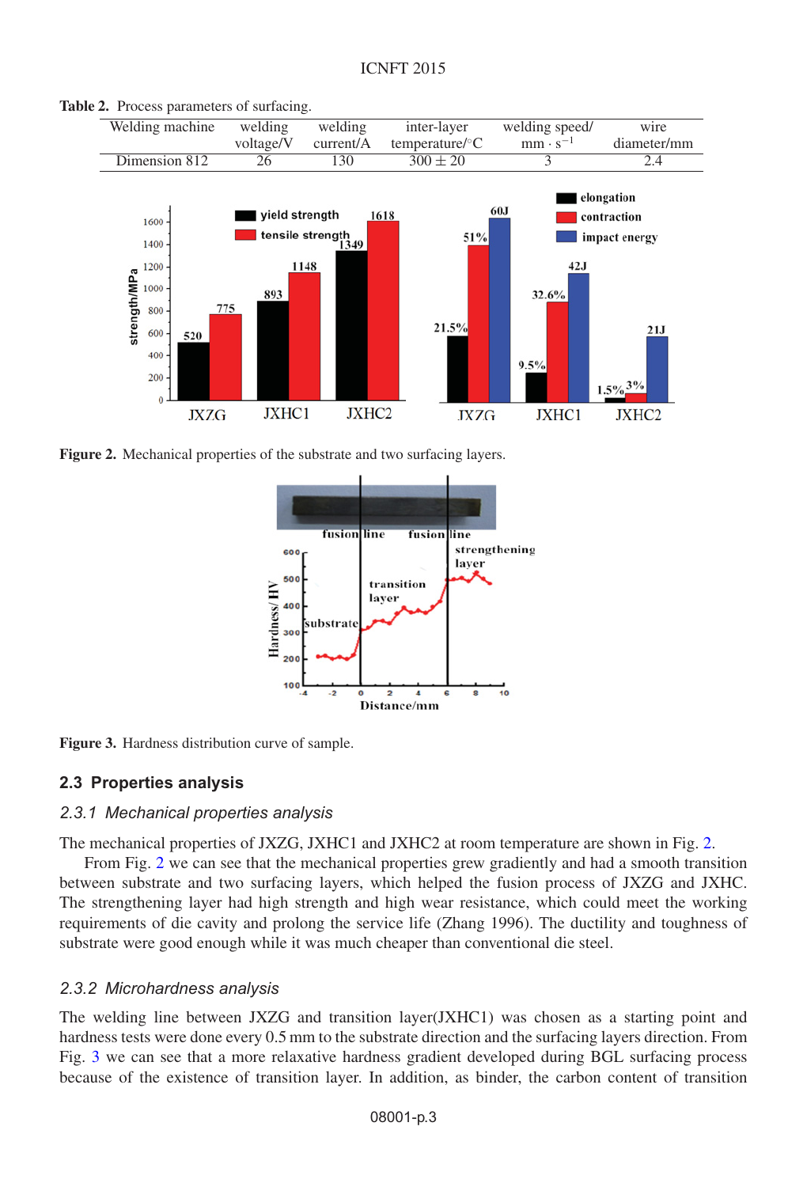**Table 2.** Process parameters of surfacing.

| Welding machine | welding voltage/V | welding current/A | inter-layer temperature/°C | welding speed/ $mm \cdot s^{-1}$ | wire diameter/mm |
|---|---|---|---|---|---|
| Dimension 812 | 26 | 130 | $300 \pm 20$ | 3 | 2.4 |

**Figure 2.** Mechanical properties of the substrate and two surfacing layers.

**Figure 3.** Hardness distribution curve of sample.

## 2.3 Properties analysis

### *2.3.1 Mechanical properties analysis*

The mechanical properties of JXZG, JXHC1 and JXHC2 at room temperature are shown in Fig. 2.

From Fig. 2 we can see that the mechanical properties grew gradiently and had a smooth transition between substrate and two surfacing layers, which helped the fusion process of JXZG and JXHC. The strengthening layer had high strength and high wear resistance, which could meet the working requirements of die cavity and prolong the service life (Zhang 1996). The ductility and toughness of substrate were good enough while it was much cheaper than conventional die steel.

### *2.3.2 Microhardness analysis*

The welding line between JXZG and transition layer(JXHC1) was chosen as a starting point and hardness tests were done every 0.5 mm to the substrate direction and the surfacing layers direction. From Fig. 3 we can see that a more relaxative hardness gradient developed during BGL surfacing process because of the existence of transition layer. In addition, as binder, the carbon content of transition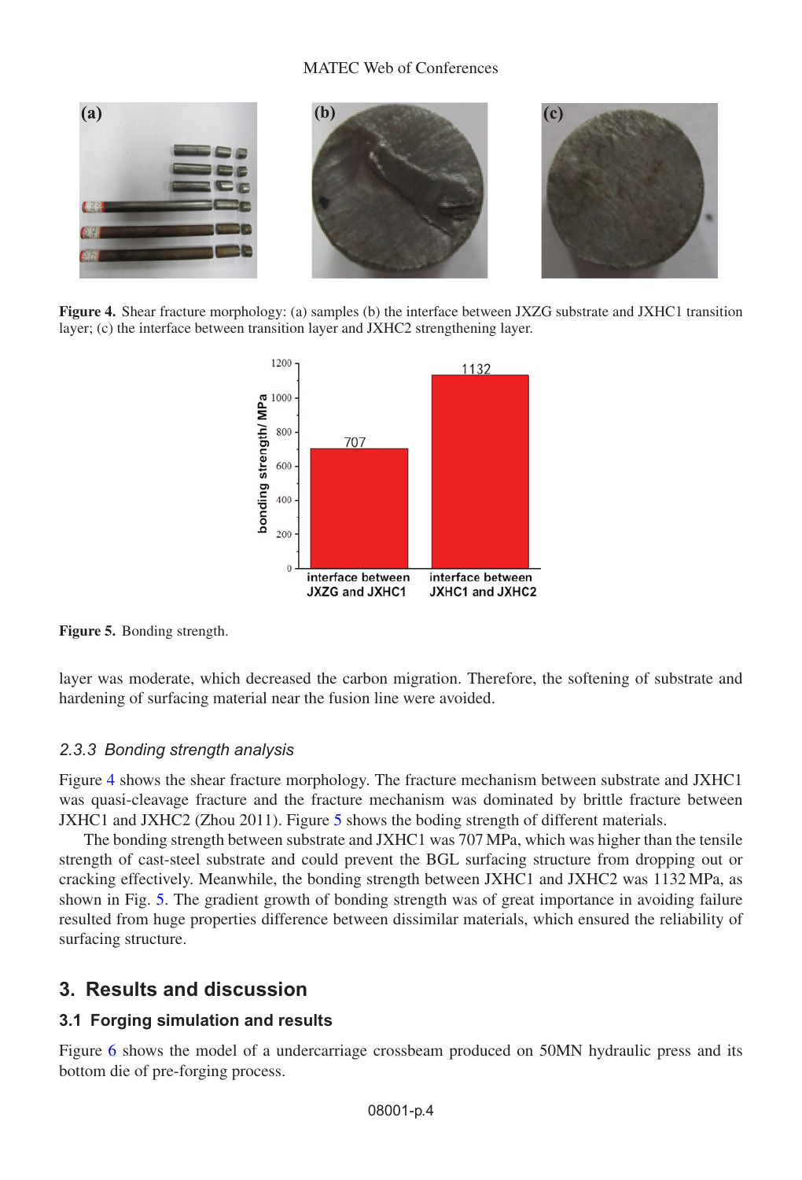Figure 4. Shear fracture morphology: (a) samples (b) the interface between JXZG substrate and JXHC1 transition layer; (c) the interface between transition layer and JXHC2 strengthening layer.

Figure 5. Bonding strength.

layer was moderate, which decreased the carbon migration. Therefore, the softening of substrate and hardening of surfacing material near the fusion line were avoided.

### *2.3.3 Bonding strength analysis*

Figure 4 shows the shear fracture morphology. The fracture mechanism between substrate and JXHC1 was quasi-cleavage fracture and the fracture mechanism was dominated by brittle fracture between JXHC1 and JXHC2 (Zhou 2011). Figure 5 shows the boding strength of different materials.

The bonding strength between substrate and JXHC1 was 707 MPa, which was higher than the tensile strength of cast-steel substrate and could prevent the BGL surfacing structure from dropping out or cracking effectively. Meanwhile, the bonding strength between JXHC1 and JXHC2 was 1132 MPa, as shown in Fig. 5. The gradient growth of bonding strength was of great importance in avoiding failure resulted from huge properties difference between dissimilar materials, which ensured the reliability of surfacing structure.

## 3. Results and discussion

### 3.1 Forging simulation and results

Figure 6 shows the model of a undercarriage crossbeam produced on 50MN hydraulic press and its bottom die of pre-forging process.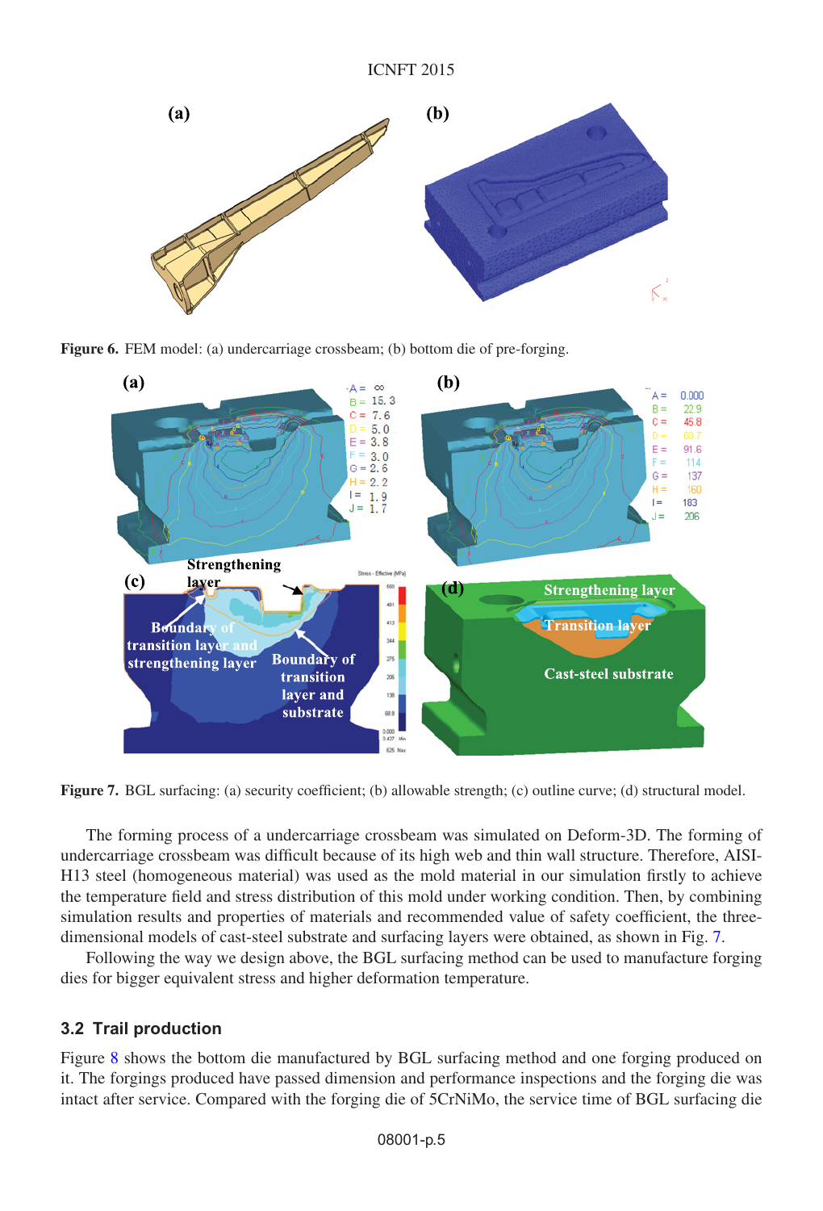**Figure 6.** FEM model: (a) undercarriage crossbeam; (b) bottom die of pre-forging.

**Figure 7.** BGL surfacing: (a) security coefficient; (b) allowable strength; (c) outline curve; (d) structural model.

The forming process of a undercarriage crossbeam was simulated on Deform-3D. The forming of undercarriage crossbeam was difficult because of its high web and thin wall structure. Therefore, AISI-H13 steel (homogeneous material) was used as the mold material in our simulation firstly to achieve the temperature field and stress distribution of this mold under working condition. Then, by combining simulation results and properties of materials and recommended value of safety coefficient, the three-dimensional models of cast-steel substrate and surfacing layers were obtained, as shown in Fig. 7.

Following the way we design above, the BGL surfacing method can be used to manufacture forging dies for bigger equivalent stress and higher deformation temperature.

### 3.2 Trail production

Figure 8 shows the bottom die manufactured by BGL surfacing method and one forging produced on it. The forgings produced have passed dimension and performance inspections and the forging die was intact after service. Compared with the forging die of 5CrNiMo, the service time of BGL surfacing die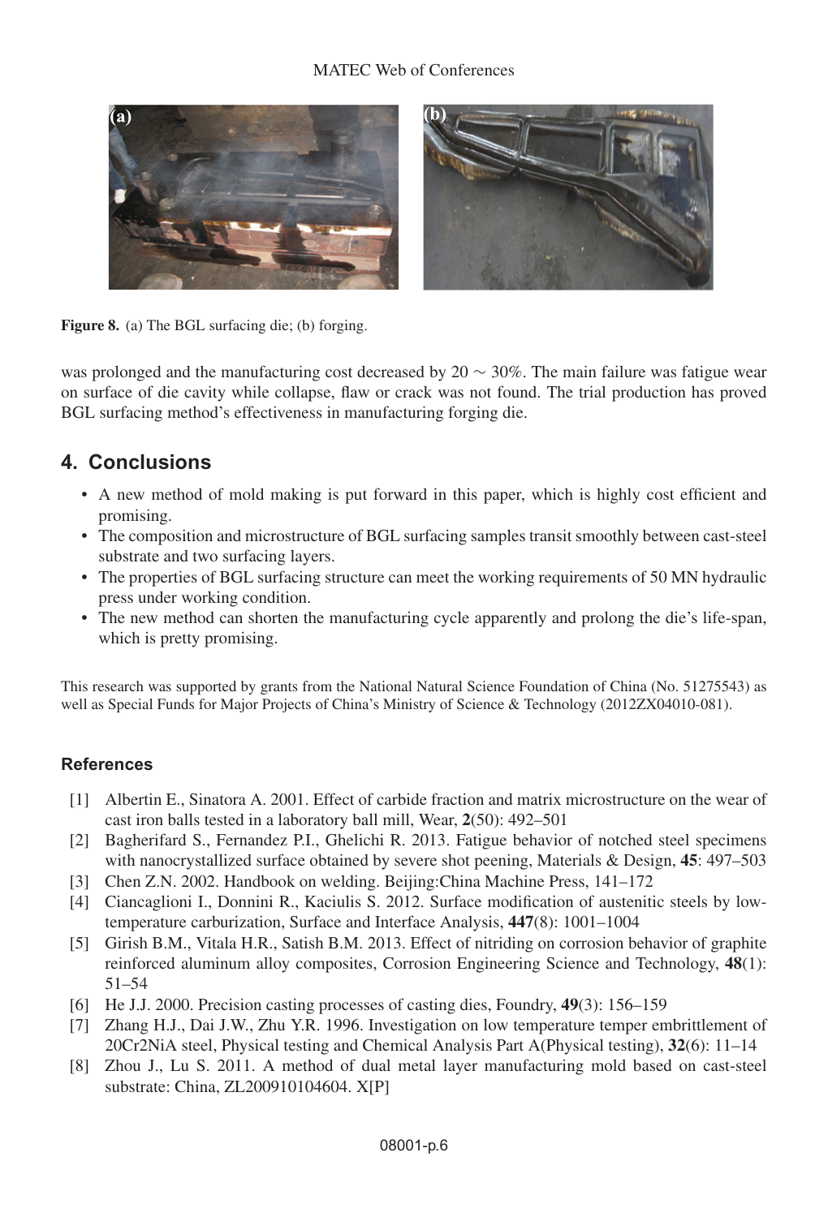**Figure 8.** (a) The BGL surfacing die; (b) forging.

was prolonged and the manufacturing cost decreased by 20 $\sim$ 30%. The main failure was fatigue wear on surface of die cavity while collapse, flaw or crack was not found. The trial production has proved BGL surfacing method's effectiveness in manufacturing forging die.

## 4. Conclusions

- A new method of mold making is put forward in this paper, which is highly cost efficient and promising.
- The composition and microstructure of BGL surfacing samples transit smoothly between cast-steel substrate and two surfacing layers.
- The properties of BGL surfacing structure can meet the working requirements of 50 MN hydraulic press under working condition.
- The new method can shorten the manufacturing cycle apparently and prolong the die's life-span, which is pretty promising.

This research was supported by grants from the National Natural Science Foundation of China (No. 51275543) as well as Special Funds for Major Projects of China's Ministry of Science & Technology (2012ZX04010-081).

### References

[1] Albertin E., Sinatora A. 2001. Effect of carbide fraction and matrix microstructure on the wear of cast iron balls tested in a laboratory ball mill, Wear, **2**(50): 492–501

[2] Bagherifard S., Fernandez P.I., Ghelichi R. 2013. Fatigue behavior of notched steel specimens with nanocrystallized surface obtained by severe shot peening, Materials & Design, **45**: 497–503

[3] Chen Z.N. 2002. Handbook on welding. Beijing:China Machine Press, 141–172

[4] Ciancaglioni I., Donnini R., Kaciulis S. 2012. Surface modification of austenitic steels by low-temperature carburization, Surface and Interface Analysis, **447**(8): 1001–1004

[5] Girish B.M., Vitala H.R., Satish B.M. 2013. Effect of nitriding on corrosion behavior of graphite reinforced aluminum alloy composites, Corrosion Engineering Science and Technology, **48**(1): 51–54

[6] He J.J. 2000. Precision casting processes of casting dies, Foundry, **49**(3): 156–159

[7] Zhang H.J., Dai J.W., Zhu Y.R. 1996. Investigation on low temperature temper embrittlement of 20Cr2NiA steel, Physical testing and Chemical Analysis Part A(Physical testing), **32**(6): 11–14

[8] Zhou J., Lu S. 2011. A method of dual metal layer manufacturing mold based on cast-steel substrate: China, ZL200910104604. X[P]